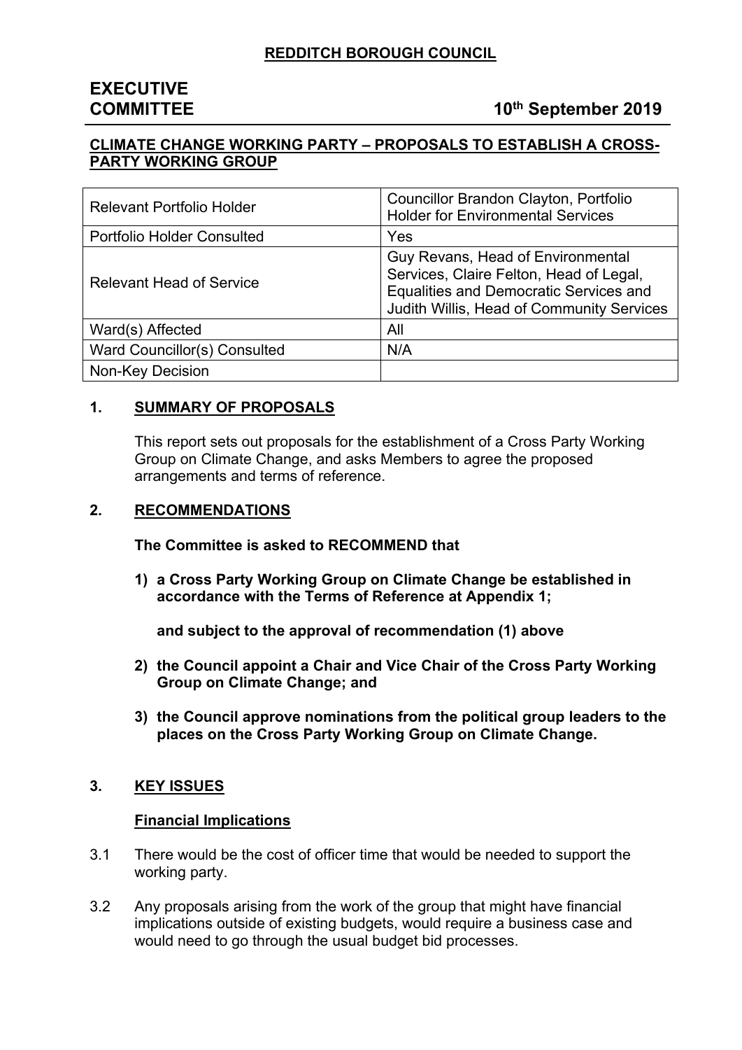**REDDITCH BOROUGH COUNCIL**

# EXECUTIVE COMMITTEE

**10th September 2019**

**CLIMATE CHANGE WORKING PARTY – PROPOSALS TO ESTABLISH A CROSS-PARTY WORKING GROUP**

| | |
|---|---|
| Relevant Portfolio Holder | Councillor Brandon Clayton, Portfolio Holder for Environmental Services |
| Portfolio Holder Consulted | Yes |
| Relevant Head of Service | Guy Revans, Head of Environmental Services, Claire Felton, Head of Legal, Equalities and Democratic Services and Judith Willis, Head of Community Services |
| Ward(s) Affected | All |
| Ward Councillor(s) Consulted | N/A |
| Non-Key Decision | |

## 1. SUMMARY OF PROPOSALS

This report sets out proposals for the establishment of a Cross Party Working Group on Climate Change, and asks Members to agree the proposed arrangements and terms of reference.

## 2. RECOMMENDATIONS

**The Committee is asked to RECOMMEND that**

**1) a Cross Party Working Group on Climate Change be established in accordance with the Terms of Reference at Appendix 1;**

**and subject to the approval of recommendation (1) above**

**2) the Council appoint a Chair and Vice Chair of the Cross Party Working Group on Climate Change; and**

**3) the Council approve nominations from the political group leaders to the places on the Cross Party Working Group on Climate Change.**

## 3. KEY ISSUES

**Financial Implications**

3.1 There would be the cost of officer time that would be needed to support the working party.

3.2 Any proposals arising from the work of the group that might have financial implications outside of existing budgets, would require a business case and would need to go through the usual budget bid processes.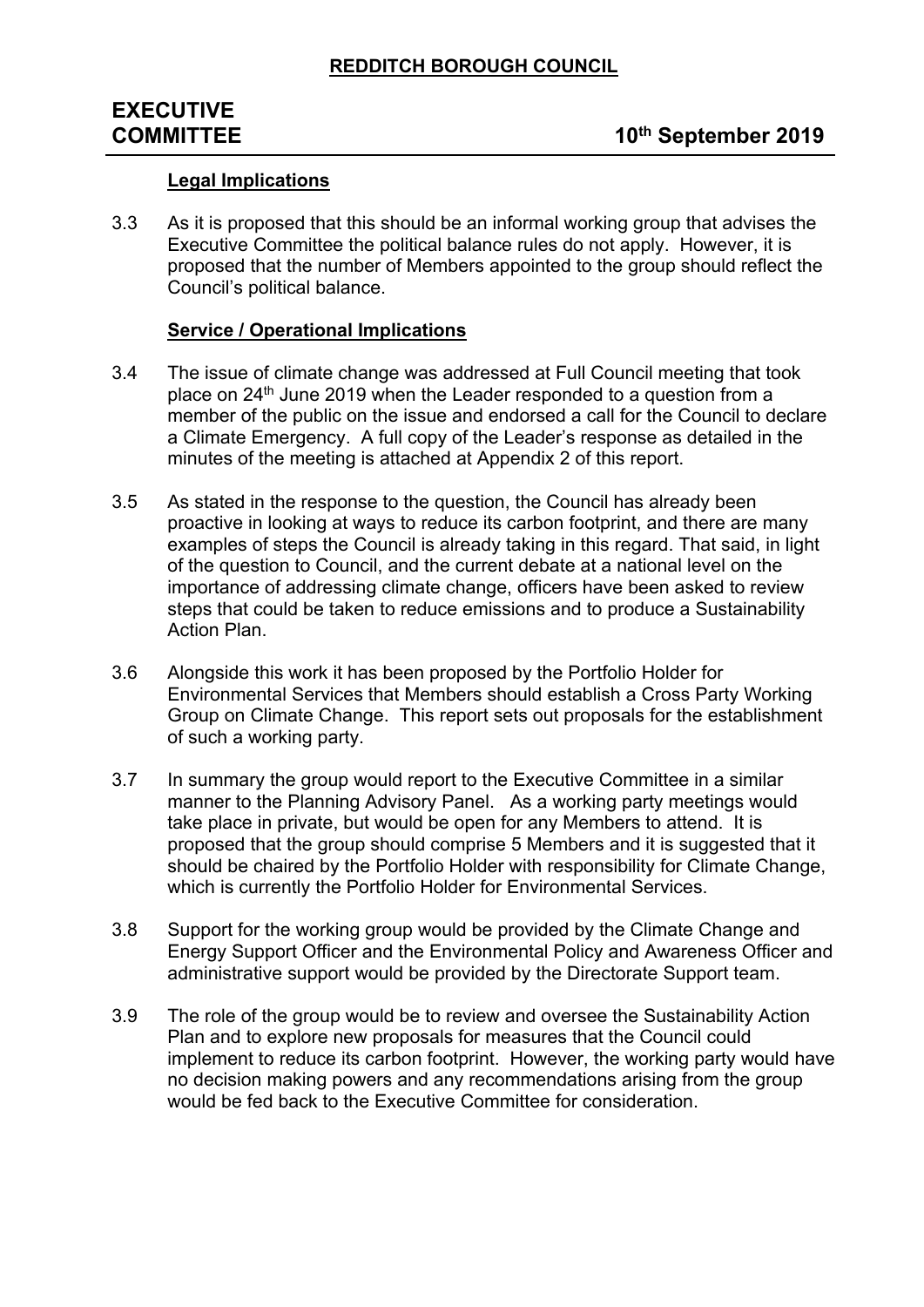### Legal Implications

3.3 As it is proposed that this should be an informal working group that advises the Executive Committee the political balance rules do not apply. However, it is proposed that the number of Members appointed to the group should reflect the Council's political balance.

### Service / Operational Implications

3.4 The issue of climate change was addressed at Full Council meeting that took place on 24th June 2019 when the Leader responded to a question from a member of the public on the issue and endorsed a call for the Council to declare a Climate Emergency. A full copy of the Leader's response as detailed in the minutes of the meeting is attached at Appendix 2 of this report.

3.5 As stated in the response to the question, the Council has already been proactive in looking at ways to reduce its carbon footprint, and there are many examples of steps the Council is already taking in this regard. That said, in light of the question to Council, and the current debate at a national level on the importance of addressing climate change, officers have been asked to review steps that could be taken to reduce emissions and to produce a Sustainability Action Plan.

3.6 Alongside this work it has been proposed by the Portfolio Holder for Environmental Services that Members should establish a Cross Party Working Group on Climate Change. This report sets out proposals for the establishment of such a working party.

3.7 In summary the group would report to the Executive Committee in a similar manner to the Planning Advisory Panel. As a working party meetings would take place in private, but would be open for any Members to attend. It is proposed that the group should comprise 5 Members and it is suggested that it should be chaired by the Portfolio Holder with responsibility for Climate Change, which is currently the Portfolio Holder for Environmental Services.

3.8 Support for the working group would be provided by the Climate Change and Energy Support Officer and the Environmental Policy and Awareness Officer and administrative support would be provided by the Directorate Support team.

3.9 The role of the group would be to review and oversee the Sustainability Action Plan and to explore new proposals for measures that the Council could implement to reduce its carbon footprint. However, the working party would have no decision making powers and any recommendations arising from the group would be fed back to the Executive Committee for consideration.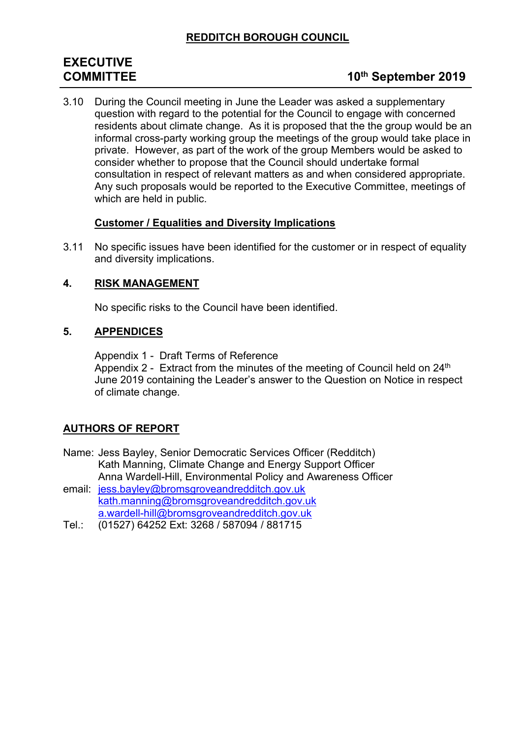3.10 During the Council meeting in June the Leader was asked a supplementary question with regard to the potential for the Council to engage with concerned residents about climate change. As it is proposed that the the group would be an informal cross-party working group the meetings of the group would take place in private. However, as part of the work of the group Members would be asked to consider whether to propose that the Council should undertake formal consultation in respect of relevant matters as and when considered appropriate. Any such proposals would be reported to the Executive Committee, meetings of which are held in public.

**Customer / Equalities and Diversity Implications**

3.11 No specific issues have been identified for the customer or in respect of equality and diversity implications.

## 4. RISK MANAGEMENT

No specific risks to the Council have been identified.

## 5. APPENDICES

Appendix 1 - Draft Terms of Reference
Appendix 2 - Extract from the minutes of the meeting of Council held on 24th June 2019 containing the Leader's answer to the Question on Notice in respect of climate change.

## AUTHORS OF REPORT

Name: Jess Bayley, Senior Democratic Services Officer (Redditch)
Kath Manning, Climate Change and Energy Support Officer
Anna Wardell-Hill, Environmental Policy and Awareness Officer

email: jess.bayley@bromsgroveandredditch.gov.uk
kath.manning@bromsgroveandredditch.gov.uk
a.wardell-hill@bromsgroveandredditch.gov.uk

Tel.: (01527) 64252 Ext: 3268 / 587094 / 881715